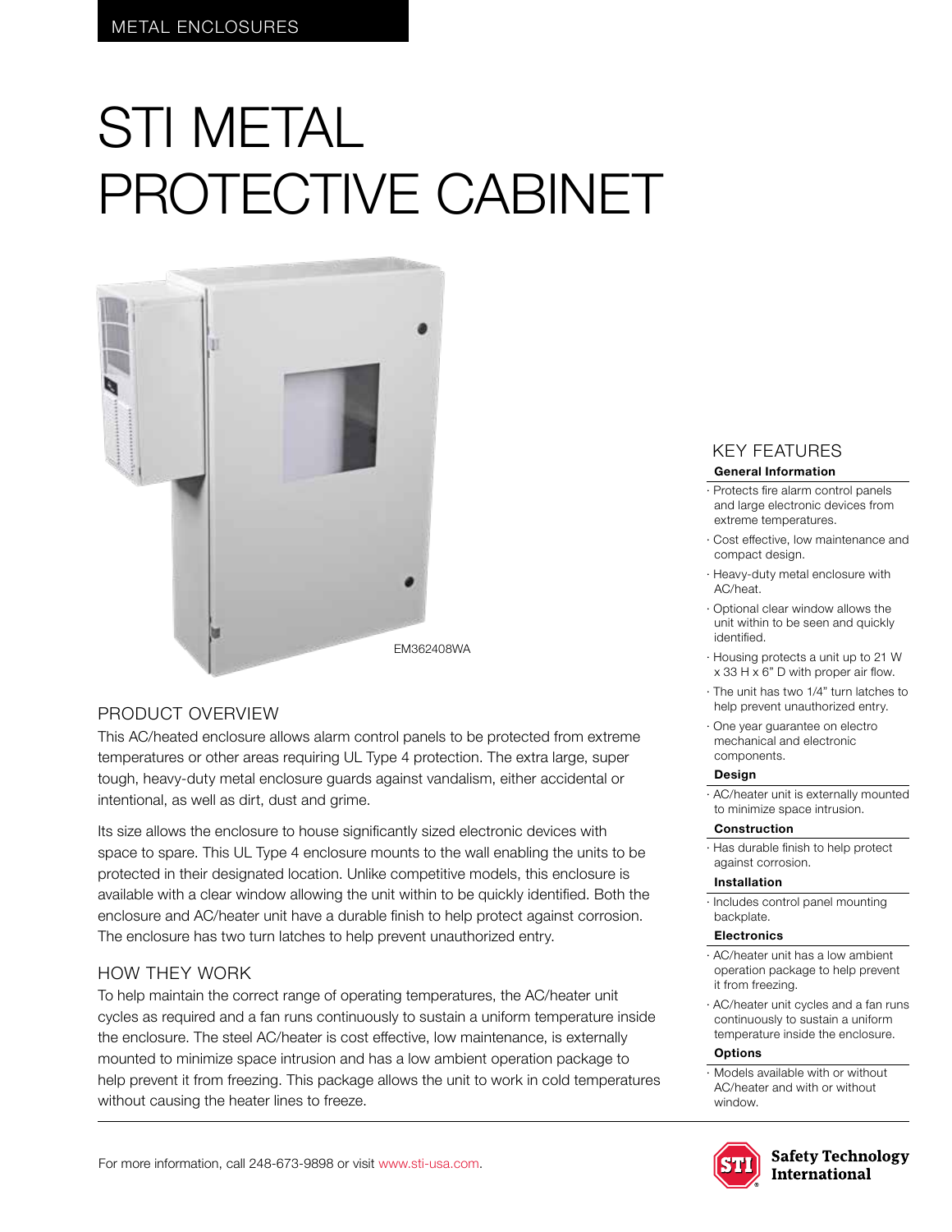METAL ENCLOSURES

# STI METAL PROTECTIVE CABINET

EM362408WA

## PRODUCT OVERVIEW

This AC/heated enclosure allows alarm control panels to be protected from extreme temperatures or other areas requiring UL Type 4 protection. The extra large, super tough, heavy-duty metal enclosure guards against vandalism, either accidental or intentional, as well as dirt, dust and grime.

Its size allows the enclosure to house significantly sized electronic devices with space to spare. This UL Type 4 enclosure mounts to the wall enabling the units to be protected in their designated location. Unlike competitive models, this enclosure is available with a clear window allowing the unit within to be quickly identified. Both the enclosure and AC/heater unit have a durable finish to help protect against corrosion. The enclosure has two turn latches to help prevent unauthorized entry.

## HOW THEY WORK

To help maintain the correct range of operating temperatures, the AC/heater unit cycles as required and a fan runs continuously to sustain a uniform temperature inside the enclosure. The steel AC/heater is cost effective, low maintenance, is externally mounted to minimize space intrusion and has a low ambient operation package to help prevent it from freezing. This package allows the unit to work in cold temperatures without causing the heater lines to freeze.

## KEY FEATURES

**General Information**

- Protects fire alarm control panels and large electronic devices from extreme temperatures.
- Cost effective, low maintenance and compact design.
- Heavy-duty metal enclosure with AC/heat.
- Optional clear window allows the unit within to be seen and quickly identified.
- Housing protects a unit up to 21 W x 33 H x 6" D with proper air flow.
- The unit has two 1/4" turn latches to help prevent unauthorized entry.
- One year guarantee on electro mechanical and electronic components.

**Design**

- AC/heater unit is externally mounted to minimize space intrusion.

**Construction**

- Has durable finish to help protect against corrosion.

**Installation**

- Includes control panel mounting backplate.

**Electronics**

- AC/heater unit has a low ambient operation package to help prevent it from freezing.
- AC/heater unit cycles and a fan runs continuously to sustain a uniform temperature inside the enclosure.

**Options**

- Models available with or without AC/heater and with or without window.

For more information, call 248-673-9898 or visit www.sti-usa.com.

Safety Technology International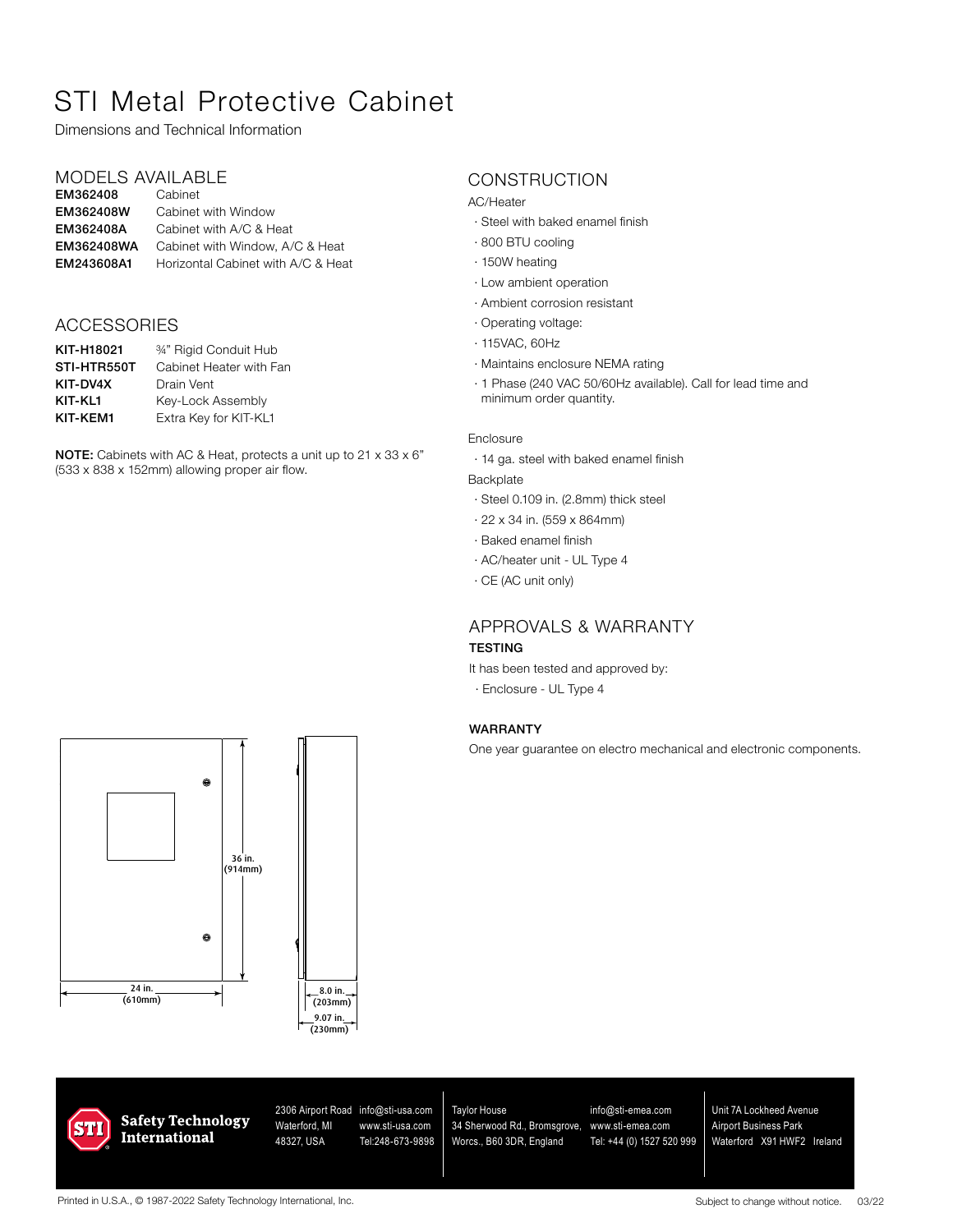# STI Metal Protective Cabinet

Dimensions and Technical Information

## MODELS AVAILABLE

| | |
|---|---|
| **EM362408** | Cabinet |
| **EM362408W** | Cabinet with Window |
| **EM362408A** | Cabinet with A/C & Heat |
| **EM362408WA** | Cabinet with Window, A/C & Heat |
| **EM243608A1** | Horizontal Cabinet with A/C & Heat |

## ACCESSORIES

| | |
|---|---|
| **KIT-H18021** | ¾" Rigid Conduit Hub |
| **STI-HTR550T** | Cabinet Heater with Fan |
| **KIT-DV4X** | Drain Vent |
| **KIT-KL1** | Key-Lock Assembly |
| **KIT-KEM1** | Extra Key for KIT-KL1 |

**NOTE:** Cabinets with AC & Heat, protects a unit up to 21 x 33 x 6" (533 x 838 x 152mm) allowing proper air flow.

36 in.
(914mm)

24 in.
(610mm)

8.0 in.
(203mm)

9.07 in.
(230mm)

## CONSTRUCTION

AC/Heater

- Steel with baked enamel finish
- 800 BTU cooling
- 150W heating
- Low ambient operation
- Ambient corrosion resistant
- Operating voltage:
- 115VAC, 60Hz
- Maintains enclosure NEMA rating
- 1 Phase (240 VAC 50/60Hz available). Call for lead time and minimum order quantity.

Enclosure

- 14 ga. steel with baked enamel finish

Backplate

- Steel 0.109 in. (2.8mm) thick steel
- 22 x 34 in. (559 x 864mm)
- Baked enamel finish
- AC/heater unit - UL Type 4
- CE (AC unit only)

## APPROVALS & WARRANTY

### TESTING

It has been tested and approved by:

- Enclosure - UL Type 4

### WARRANTY

One year guarantee on electro mechanical and electronic components.

**Safety Technology International**

2306 Airport Road
Waterford, MI
48327, USA

info@sti-usa.com
www.sti-usa.com
Tel:248-673-9898

Taylor House
34 Sherwood Rd., Bromsgrove,
Worcs., B60 3DR, England

info@sti-emea.com
www.sti-emea.com
Tel: +44 (0) 1527 520 999

Unit 7A Lockheed Avenue
Airport Business Park
Waterford X91 HWF2 Ireland

Printed in U.S.A., © 1987-2022 Safety Technology International, Inc.

Subject to change without notice. 03/22